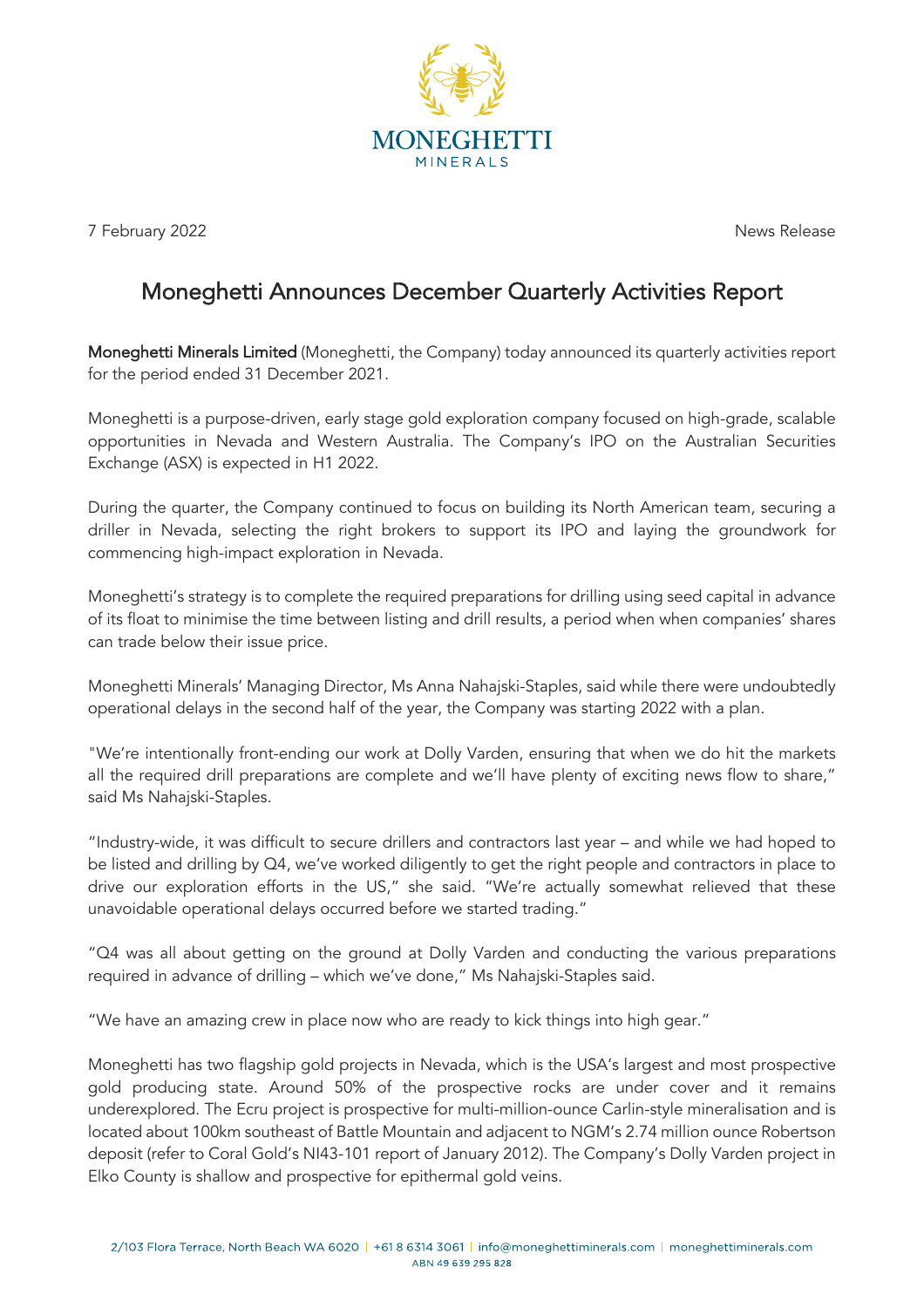7 February 2022 News Release

# Moneghetti Announces December Quarterly Activities Report

**Moneghetti Minerals Limited** (Moneghetti, the Company) today announced its quarterly activities report for the period ended 31 December 2021.

Moneghetti is a purpose-driven, early stage gold exploration company focused on high-grade, scalable opportunities in Nevada and Western Australia. The Company's IPO on the Australian Securities Exchange (ASX) is expected in H1 2022.

During the quarter, the Company continued to focus on building its North American team, securing a driller in Nevada, selecting the right brokers to support its IPO and laying the groundwork for commencing high-impact exploration in Nevada.

Moneghetti's strategy is to complete the required preparations for drilling using seed capital in advance of its float to minimise the time between listing and drill results, a period when when companies' shares can trade below their issue price.

Moneghetti Minerals' Managing Director, Ms Anna Nahajski-Staples, said while there were undoubtedly operational delays in the second half of the year, the Company was starting 2022 with a plan.

"We're intentionally front-ending our work at Dolly Varden, ensuring that when we do hit the markets all the required drill preparations are complete and we'll have plenty of exciting news flow to share," said Ms Nahajski-Staples.

"Industry-wide, it was difficult to secure drillers and contractors last year – and while we had hoped to be listed and drilling by Q4, we've worked diligently to get the right people and contractors in place to drive our exploration efforts in the US," she said. "We're actually somewhat relieved that these unavoidable operational delays occurred before we started trading."

"Q4 was all about getting on the ground at Dolly Varden and conducting the various preparations required in advance of drilling – which we've done," Ms Nahajski-Staples said.

"We have an amazing crew in place now who are ready to kick things into high gear."

Moneghetti has two flagship gold projects in Nevada, which is the USA's largest and most prospective gold producing state. Around 50% of the prospective rocks are under cover and it remains underexplored. The Ecru project is prospective for multi-million-ounce Carlin-style mineralisation and is located about 100km southeast of Battle Mountain and adjacent to NGM's 2.74 million ounce Robertson deposit (refer to Coral Gold's NI43-101 report of January 2012). The Company's Dolly Varden project in Elko County is shallow and prospective for epithermal gold veins.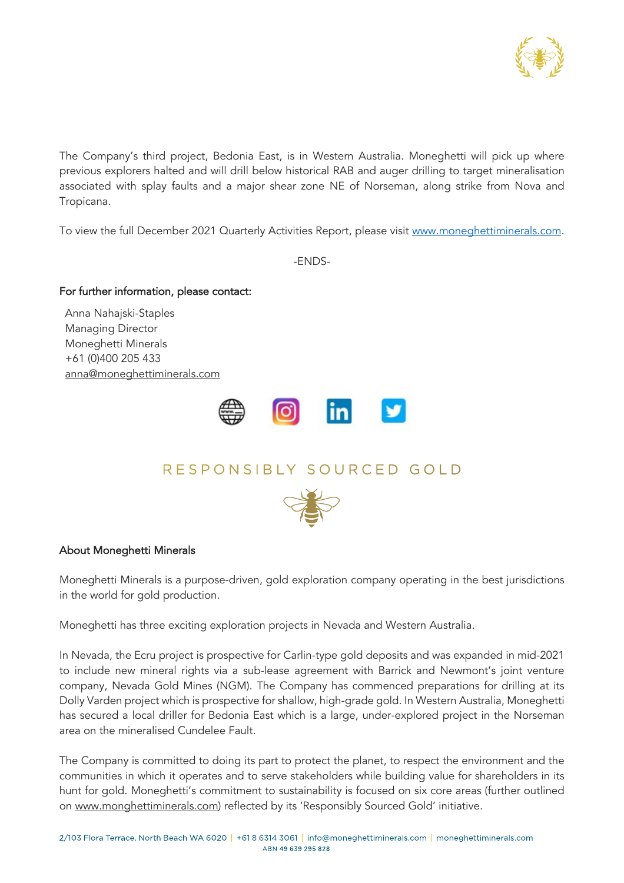The Company's third project, Bedonia East, is in Western Australia. Moneghetti will pick up where previous explorers halted and will drill below historical RAB and auger drilling to target mineralisation associated with splay faults and a major shear zone NE of Norseman, along strike from Nova and Tropicana.

To view the full December 2021 Quarterly Activities Report, please visit www.moneghettiminerals.com.

-ENDS-

For further information, please contact:

Anna Nahajski-Staples
Managing Director
Moneghetti Minerals
+61 (0)400 205 433
anna@moneghettiminerals.com

RESPONSIBLY SOURCED GOLD

## About Moneghetti Minerals

Moneghetti Minerals is a purpose-driven, gold exploration company operating in the best jurisdictions in the world for gold production.

Moneghetti has three exciting exploration projects in Nevada and Western Australia.

In Nevada, the Ecru project is prospective for Carlin-type gold deposits and was expanded in mid-2021 to include new mineral rights via a sub-lease agreement with Barrick and Newmont's joint venture company, Nevada Gold Mines (NGM). The Company has commenced preparations for drilling at its Dolly Varden project which is prospective for shallow, high-grade gold. In Western Australia, Moneghetti has secured a local driller for Bedonia East which is a large, under-explored project in the Norseman area on the mineralised Cundelee Fault.

The Company is committed to doing its part to protect the planet, to respect the environment and the communities in which it operates and to serve stakeholders while building value for shareholders in its hunt for gold. Moneghetti's commitment to sustainability is focused on six core areas (further outlined on www.monghettiminerals.com) reflected by its 'Responsibly Sourced Gold' initiative.

2/103 Flora Terrace, North Beach WA 6020 | +61 8 6314 3061 | info@moneghettiminerals.com | moneghettiminerals.com
ABN 49 639 295 828